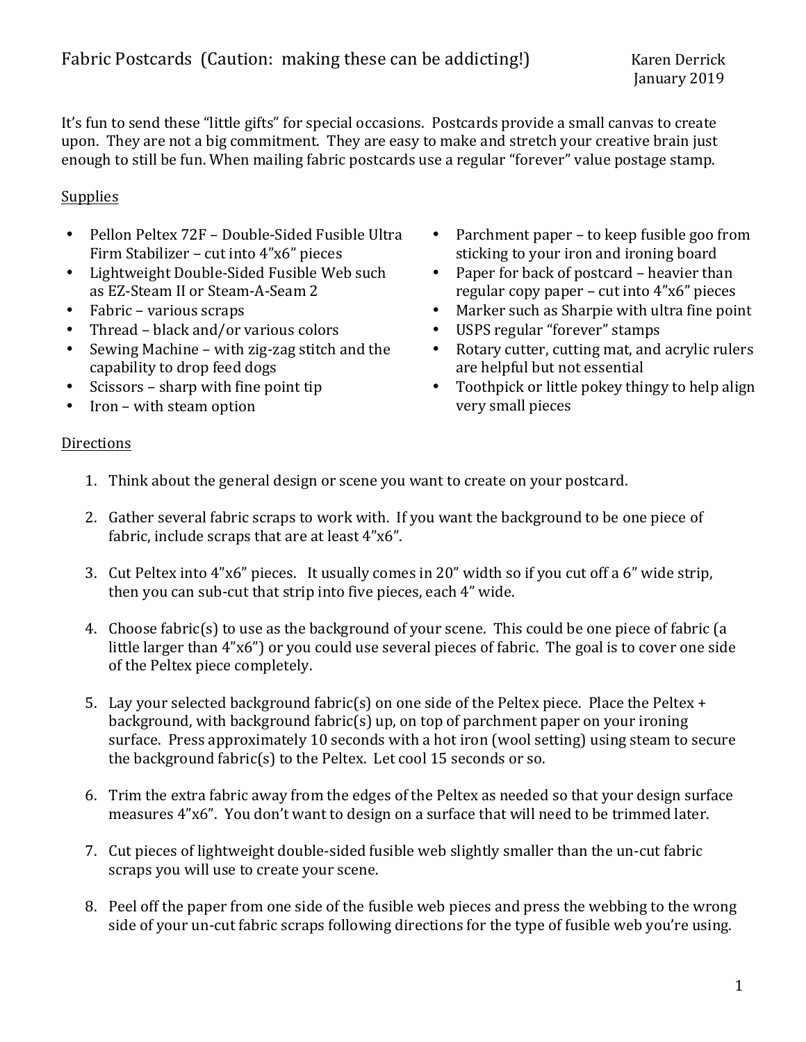# Fabric Postcards (Caution: making these can be addicting!)

Karen Derrick
January 2019

It's fun to send these "little gifts" for special occasions. Postcards provide a small canvas to create upon. They are not a big commitment. They are easy to make and stretch your creative brain just enough to still be fun. When mailing fabric postcards use a regular "forever" value postage stamp.

## Supplies

- Pellon Peltex 72F – Double-Sided Fusible Ultra Firm Stabilizer – cut into 4"x6" pieces
- Lightweight Double-Sided Fusible Web such as EZ-Steam II or Steam-A-Seam 2
- Fabric – various scraps
- Thread – black and/or various colors
- Sewing Machine – with zig-zag stitch and the capability to drop feed dogs
- Scissors – sharp with fine point tip
- Iron – with steam option
- Parchment paper – to keep fusible goo from sticking to your iron and ironing board
- Paper for back of postcard – heavier than regular copy paper – cut into 4"x6" pieces
- Marker such as Sharpie with ultra fine point
- USPS regular "forever" stamps
- Rotary cutter, cutting mat, and acrylic rulers are helpful but not essential
- Toothpick or little pokey thingy to help align very small pieces

## Directions

1. Think about the general design or scene you want to create on your postcard.

2. Gather several fabric scraps to work with. If you want the background to be one piece of fabric, include scraps that are at least 4"x6".

3. Cut Peltex into 4"x6" pieces. It usually comes in 20" width so if you cut off a 6" wide strip, then you can sub-cut that strip into five pieces, each 4" wide.

4. Choose fabric(s) to use as the background of your scene. This could be one piece of fabric (a little larger than 4"x6") or you could use several pieces of fabric. The goal is to cover one side of the Peltex piece completely.

5. Lay your selected background fabric(s) on one side of the Peltex piece. Place the Peltex + background, with background fabric(s) up, on top of parchment paper on your ironing surface. Press approximately 10 seconds with a hot iron (wool setting) using steam to secure the background fabric(s) to the Peltex. Let cool 15 seconds or so.

6. Trim the extra fabric away from the edges of the Peltex as needed so that your design surface measures 4"x6". You don't want to design on a surface that will need to be trimmed later.

7. Cut pieces of lightweight double-sided fusible web slightly smaller than the un-cut fabric scraps you will use to create your scene.

8. Peel off the paper from one side of the fusible web pieces and press the webbing to the wrong side of your un-cut fabric scraps following directions for the type of fusible web you're using.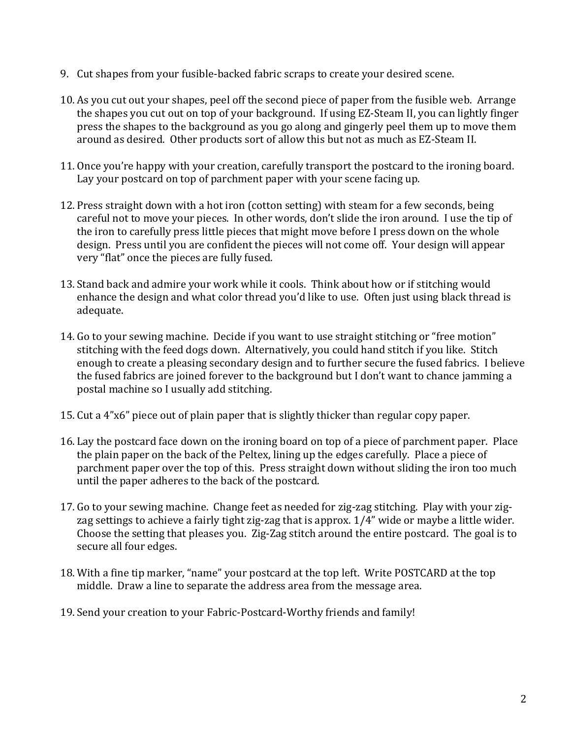9. Cut shapes from your fusible-backed fabric scraps to create your desired scene.

10. As you cut out your shapes, peel off the second piece of paper from the fusible web. Arrange the shapes you cut out on top of your background. If using EZ-Steam II, you can lightly finger press the shapes to the background as you go along and gingerly peel them up to move them around as desired. Other products sort of allow this but not as much as EZ-Steam II.

11. Once you're happy with your creation, carefully transport the postcard to the ironing board. Lay your postcard on top of parchment paper with your scene facing up.

12. Press straight down with a hot iron (cotton setting) with steam for a few seconds, being careful not to move your pieces. In other words, don't slide the iron around. I use the tip of the iron to carefully press little pieces that might move before I press down on the whole design. Press until you are confident the pieces will not come off. Your design will appear very "flat" once the pieces are fully fused.

13. Stand back and admire your work while it cools. Think about how or if stitching would enhance the design and what color thread you'd like to use. Often just using black thread is adequate.

14. Go to your sewing machine. Decide if you want to use straight stitching or "free motion" stitching with the feed dogs down. Alternatively, you could hand stitch if you like. Stitch enough to create a pleasing secondary design and to further secure the fused fabrics. I believe the fused fabrics are joined forever to the background but I don't want to chance jamming a postal machine so I usually add stitching.

15. Cut a 4"x6" piece out of plain paper that is slightly thicker than regular copy paper.

16. Lay the postcard face down on the ironing board on top of a piece of parchment paper. Place the plain paper on the back of the Peltex, lining up the edges carefully. Place a piece of parchment paper over the top of this. Press straight down without sliding the iron too much until the paper adheres to the back of the postcard.

17. Go to your sewing machine. Change feet as needed for zig-zag stitching. Play with your zig-zag settings to achieve a fairly tight zig-zag that is approx. 1/4" wide or maybe a little wider. Choose the setting that pleases you. Zig-Zag stitch around the entire postcard. The goal is to secure all four edges.

18. With a fine tip marker, "name" your postcard at the top left. Write POSTCARD at the top middle. Draw a line to separate the address area from the message area.

19. Send your creation to your Fabric-Postcard-Worthy friends and family!